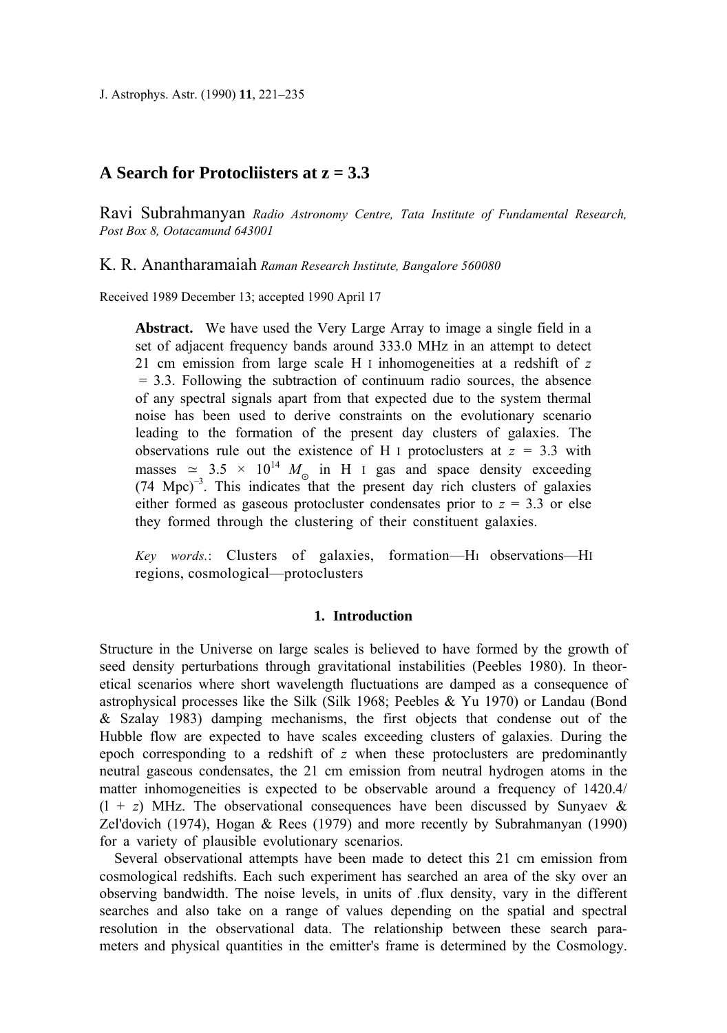# A Search for Protocliisters at z = 3.3

Ravi Subrahmanyan *Radio Astronomy Centre, Tata Institute of Fundamental Research, Post Box 8, Ootacamund 643001*

K. R. Anantharamaiah *Raman Research Institute, Bangalore 560080*

Received 1989 December 13; accepted 1990 April 17

**Abstract.** We have used the Very Large Array to image a single field in a set of adjacent frequency bands around 333.0 MHz in an attempt to detect 21 cm emission from large scale H I inhomogeneities at a redshift of $z = 3.3$. Following the subtraction of continuum radio sources, the absence of any spectral signals apart from that expected due to the system thermal noise has been used to derive constraints on the evolutionary scenario leading to the formation of the present day clusters of galaxies. The observations rule out the existence of H I protoclusters at $z = 3.3$ with masses $\simeq 3.5 \times 10^{14}$ $M_{\odot}$ in H I gas and space density exceeding $(74 \text{ Mpc})^{-3}$. This indicates that the present day rich clusters of galaxies either formed as gaseous protocluster condensates prior to $z = 3.3$ or else they formed through the clustering of their constituent galaxies.

*Key words.*: Clusters of galaxies, formation—HI observations—HI regions, cosmological—protoclusters

## 1. Introduction

Structure in the Universe on large scales is believed to have formed by the growth of seed density perturbations through gravitational instabilities (Peebles 1980). In theoretical scenarios where short wavelength fluctuations are damped as a consequence of astrophysical processes like the Silk (Silk 1968; Peebles & Yu 1970) or Landau (Bond & Szalay 1983) damping mechanisms, the first objects that condense out of the Hubble flow are expected to have scales exceeding clusters of galaxies. During the epoch corresponding to a redshift of $z$ when these protoclusters are predominantly neutral gaseous condensates, the 21 cm emission from neutral hydrogen atoms in the matter inhomogeneities is expected to be observable around a frequency of $1420.4/(1 + z)$ MHz. The observational consequences have been discussed by Sunyaev & Zel'dovich (1974), Hogan & Rees (1979) and more recently by Subrahmanyan (1990) for a variety of plausible evolutionary scenarios.

Several observational attempts have been made to detect this 21 cm emission from cosmological redshifts. Each such experiment has searched an area of the sky over an observing bandwidth. The noise levels, in units of .flux density, vary in the different searches and also take on a range of values depending on the spatial and spectral resolution in the observational data. The relationship between these search parameters and physical quantities in the emitter's frame is determined by the Cosmology.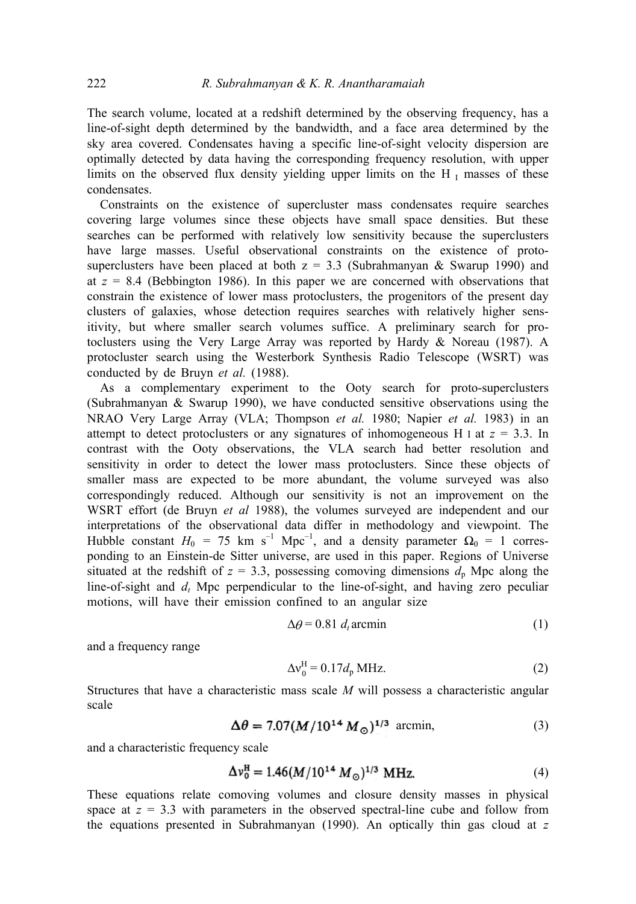The search volume, located at a redshift determined by the observing frequency, has a line-of-sight depth determined by the bandwidth, and a face area determined by the sky area covered. Condensates having a specific line-of-sight velocity dispersion are optimally detected by data having the corresponding frequency resolution, with upper limits on the observed flux density yielding upper limits on the H I masses of these condensates.

Constraints on the existence of supercluster mass condensates require searches covering large volumes since these objects have small space densities. But these searches can be performed with relatively low sensitivity because the superclusters have large masses. Useful observational constraints on the existence of proto-superclusters have been placed at both $z = 3.3$ (Subrahmanyan & Swarup 1990) and at $z = 8.4$ (Bebbington 1986). In this paper we are concerned with observations that constrain the existence of lower mass protoclusters, the progenitors of the present day clusters of galaxies, whose detection requires searches with relatively higher sensitivity, but where smaller search volumes suffice. A preliminary search for protoclusters using the Very Large Array was reported by Hardy & Noreau (1987). A protocluster search using the Westerbork Synthesis Radio Telescope (WSRT) was conducted by de Bruyn *et al.* (1988).

As a complementary experiment to the Ooty search for proto-superclusters (Subrahmanyan & Swarup 1990), we have conducted sensitive observations using the NRAO Very Large Array (VLA; Thompson *et al.* 1980; Napier *et al.* 1983) in an attempt to detect protoclusters or any signatures of inhomogeneous H I at $z = 3.3$. In contrast with the Ooty observations, the VLA search had better resolution and sensitivity in order to detect the lower mass protoclusters. Since these objects of smaller mass are expected to be more abundant, the volume surveyed was also correspondingly reduced. Although our sensitivity is not an improvement on the WSRT effort (de Bruyn *et al* 1988), the volumes surveyed are independent and our interpretations of the observational data differ in methodology and viewpoint. The Hubble constant $H_0 = 75$ km s$^{-1}$ Mpc$^{-1}$, and a density parameter $\Omega_0 = 1$ corresponding to an Einstein-de Sitter universe, are used in this paper. Regions of Universe situated at the redshift of $z = 3.3$, possessing comoving dimensions $d_p$ Mpc along the line-of-sight and $d_t$ Mpc perpendicular to the line-of-sight, and having zero peculiar motions, will have their emission confined to an angular size

$$\Delta\theta = 0.81\, d_t \,\text{arcmin} \tag{1}$$

and a frequency range

$$\Delta\nu_0^{\text{H}} = 0.17 d_p \,\text{MHz}. \tag{2}$$

Structures that have a characteristic mass scale $M$ will possess a characteristic angular scale

$$\Delta\theta = 7.07(M/10^{14}\,M_\odot)^{1/3} \;\text{arcmin}, \tag{3}$$

and a characteristic frequency scale

$$\Delta\nu_0^{\text{H}} = 1.46(M/10^{14}\,M_\odot)^{1/3}\;\text{MHz}. \tag{4}$$

These equations relate comoving volumes and closure density masses in physical space at $z = 3.3$ with parameters in the observed spectral-line cube and follow from the equations presented in Subrahmanyan (1990). An optically thin gas cloud at $z$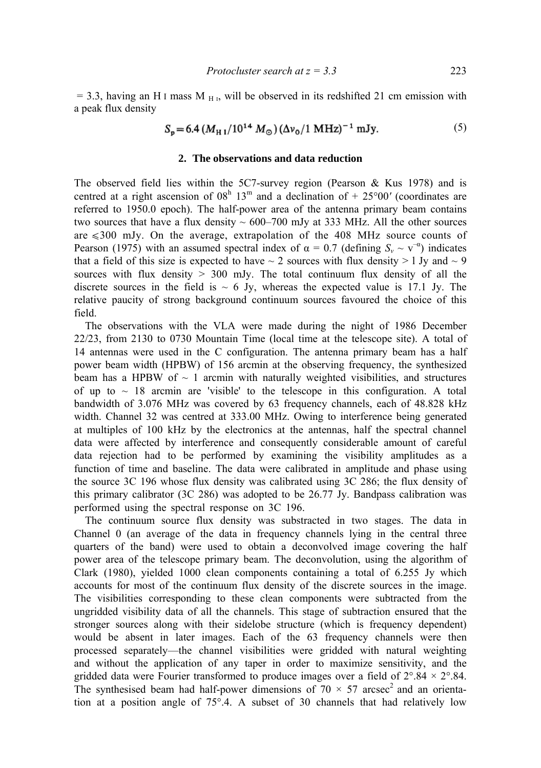= 3.3, having an H I mass $M_{\text{H I}}$, will be observed in its redshifted 21 cm emission with a peak flux density

$$S_p = 6.4\,(M_{\text{H I}}/10^{14}\,M_\odot)\,(\Delta\nu_0/1\text{ MHz})^{-1}\text{ mJy}. \tag{5}$$

## 2. The observations and data reduction

The observed field lies within the 5C7-survey region (Pearson & Kus 1978) and is centred at a right ascension of $08^h\,13^m$ and a declination of + 25°00′ (coordinates are referred to 1950.0 epoch). The half-power area of the antenna primary beam contains two sources that have a flux density ~ 600–700 mJy at 333 MHz. All the other sources are ⩽300 mJy. On the average, extrapolation of the 408 MHz source counts of Pearson (1975) with an assumed spectral index of α = 0.7 (defining $S_\nu \sim \nu^{-\alpha}$) indicates that a field of this size is expected to have ~ 2 sources with flux density > 1 Jy and ~ 9 sources with flux density > 300 mJy. The total continuum flux density of all the discrete sources in the field is ~ 6 Jy, whereas the expected value is 17.1 Jy. The relative paucity of strong background continuum sources favoured the choice of this field.

The observations with the VLA were made during the night of 1986 December 22/23, from 2130 to 0730 Mountain Time (local time at the telescope site). A total of 14 antennas were used in the C configuration. The antenna primary beam has a half power beam width (HPBW) of 156 arcmin at the observing frequency, the synthesized beam has a HPBW of ~ 1 arcmin with naturally weighted visibilities, and structures of up to ~ 18 arcmin are 'visible' to the telescope in this configuration. A total bandwidth of 3.076 MHz was covered by 63 frequency channels, each of 48.828 kHz width. Channel 32 was centred at 333.00 MHz. Owing to interference being generated at multiples of 100 kHz by the electronics at the antennas, half the spectral channel data were affected by interference and consequently considerable amount of careful data rejection had to be performed by examining the visibility amplitudes as a function of time and baseline. The data were calibrated in amplitude and phase using the source 3C 196 whose flux density was calibrated using 3C 286; the flux density of this primary calibrator (3C 286) was adopted to be 26.77 Jy. Bandpass calibration was performed using the spectral response on 3C 196.

The continuum source flux density was substracted in two stages. The data in Channel 0 (an average of the data in frequency channels lying in the central three quarters of the band) were used to obtain a deconvolved image covering the half power area of the telescope primary beam. The deconvolution, using the algorithm of Clark (1980), yielded 1000 clean components containing a total of 6.255 Jy which accounts for most of the continuum flux density of the discrete sources in the image. The visibilities corresponding to these clean components were subtracted from the ungridded visibility data of all the channels. This stage of subtraction ensured that the stronger sources along with their sidelobe structure (which is frequency dependent) would be absent in later images. Each of the 63 frequency channels were then processed separately—the channel visibilities were gridded with natural weighting and without the application of any taper in order to maximize sensitivity, and the gridded data were Fourier transformed to produce images over a field of 2°.84 × 2°.84. The synthesised beam had half-power dimensions of 70 × 57 $\text{arcsec}^2$ and an orientation at a position angle of 75°.4. A subset of 30 channels that had relatively low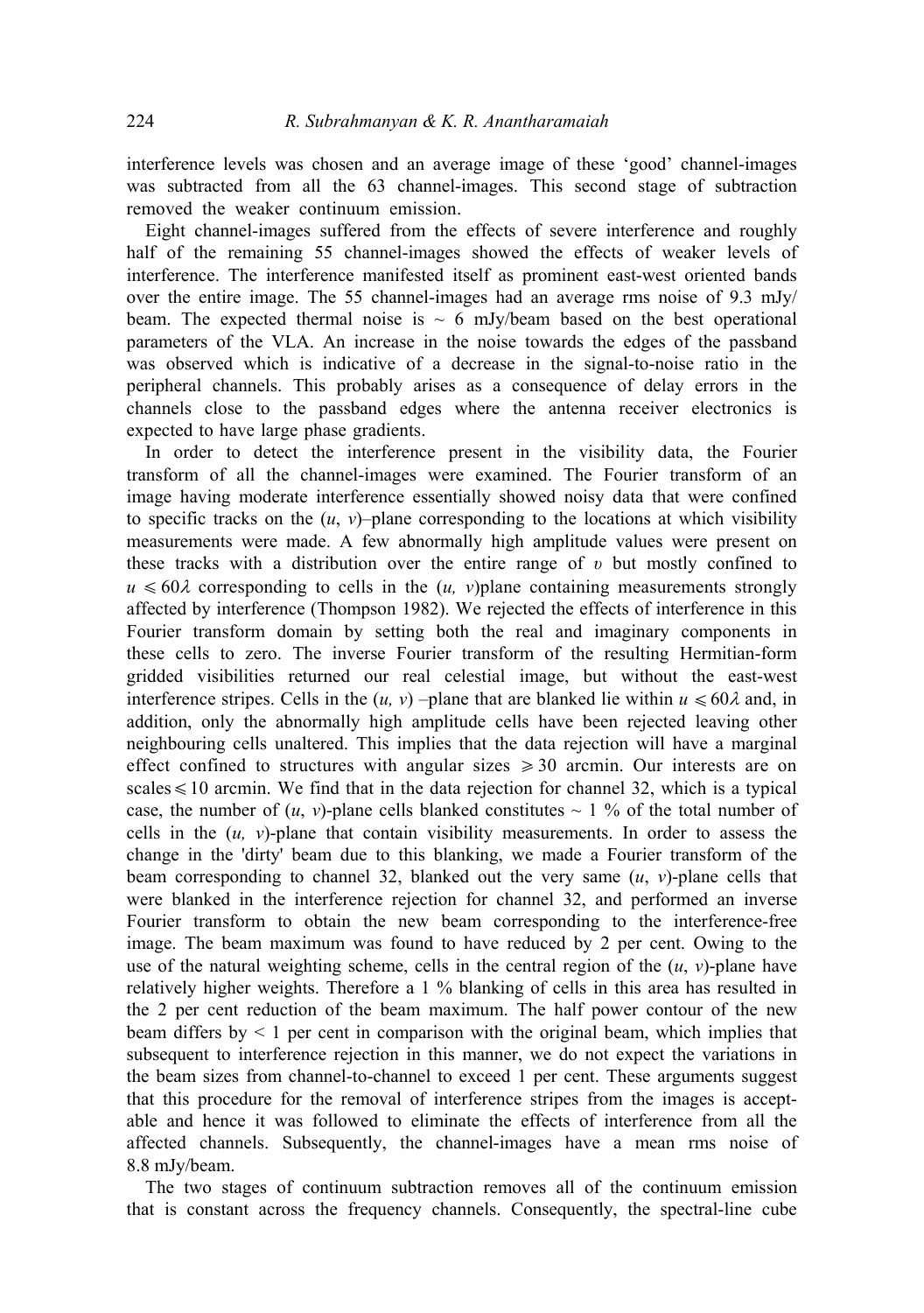interference levels was chosen and an average image of these 'good' channel-images was subtracted from all the 63 channel-images. This second stage of subtraction removed the weaker continuum emission.

Eight channel-images suffered from the effects of severe interference and roughly half of the remaining 55 channel-images showed the effects of weaker levels of interference. The interference manifested itself as prominent east-west oriented bands over the entire image. The 55 channel-images had an average rms noise of 9.3 mJy/beam. The expected thermal noise is ~ 6 mJy/beam based on the best operational parameters of the VLA. An increase in the noise towards the edges of the passband was observed which is indicative of a decrease in the signal-to-noise ratio in the peripheral channels. This probably arises as a consequence of delay errors in the channels close to the passband edges where the antenna receiver electronics is expected to have large phase gradients.

In order to detect the interference present in the visibility data, the Fourier transform of all the channel-images were examined. The Fourier transform of an image having moderate interference essentially showed noisy data that were confined to specific tracks on the $(u, v)$–plane corresponding to the locations at which visibility measurements were made. A few abnormally high amplitude values were present on these tracks with a distribution over the entire range of $v$ but mostly confined to $u \leqslant 60\lambda$ corresponding to cells in the $(u, v)$plane containing measurements strongly affected by interference (Thompson 1982). We rejected the effects of interference in this Fourier transform domain by setting both the real and imaginary components in these cells to zero. The inverse Fourier transform of the resulting Hermitian-form gridded visibilities returned our real celestial image, but without the east-west interference stripes. Cells in the $(u, v)$ –plane that are blanked lie within $u \leqslant 60\lambda$ and, in addition, only the abnormally high amplitude cells have been rejected leaving other neighbouring cells unaltered. This implies that the data rejection will have a marginal effect confined to structures with angular sizes $\geqslant 30$ arcmin. Our interests are on scales $\leqslant 10$ arcmin. We find that in the data rejection for channel 32, which is a typical case, the number of $(u, v)$-plane cells blanked constitutes ~ 1 % of the total number of cells in the $(u, v)$-plane that contain visibility measurements. In order to assess the change in the 'dirty' beam due to this blanking, we made a Fourier transform of the beam corresponding to channel 32, blanked out the very same $(u, v)$-plane cells that were blanked in the interference rejection for channel 32, and performed an inverse Fourier transform to obtain the new beam corresponding to the interference-free image. The beam maximum was found to have reduced by 2 per cent. Owing to the use of the natural weighting scheme, cells in the central region of the $(u, v)$-plane have relatively higher weights. Therefore a 1 % blanking of cells in this area has resulted in the 2 per cent reduction of the beam maximum. The half power contour of the new beam differs by < 1 per cent in comparison with the original beam, which implies that subsequent to interference rejection in this manner, we do not expect the variations in the beam sizes from channel-to-channel to exceed 1 per cent. These arguments suggest that this procedure for the removal of interference stripes from the images is acceptable and hence it was followed to eliminate the effects of interference from all the affected channels. Subsequently, the channel-images have a mean rms noise of 8.8 mJy/beam.

The two stages of continuum subtraction removes all of the continuum emission that is constant across the frequency channels. Consequently, the spectral-line cube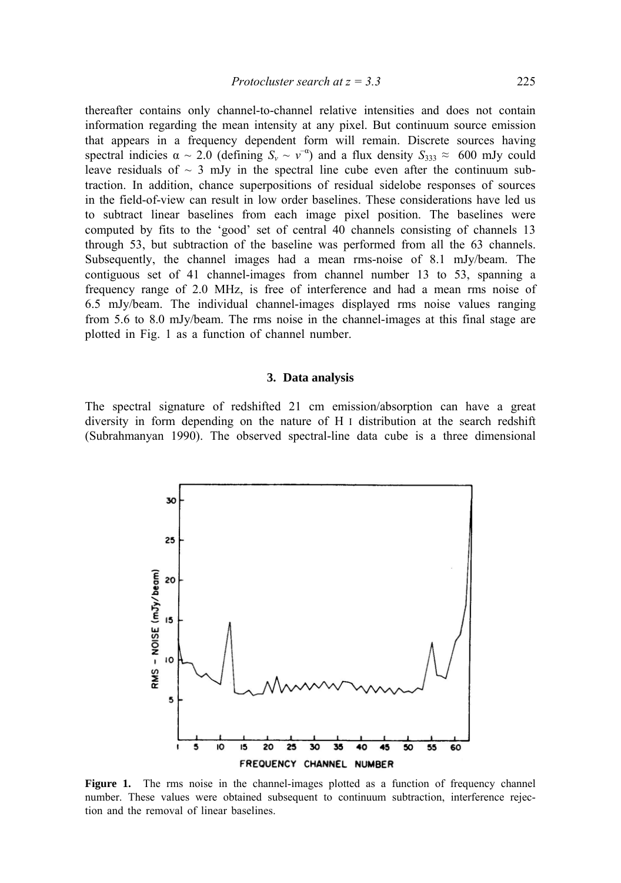thereafter contains only channel-to-channel relative intensities and does not contain information regarding the mean intensity at any pixel. But continuum source emission that appears in a frequency dependent form will remain. Discrete sources having spectral indicies $\alpha \sim 2.0$ (defining $S_\nu \sim \nu^{-\alpha}$) and a flux density $S_{333} \approx$ 600 mJy could leave residuals of $\sim$ 3 mJy in the spectral line cube even after the continuum subtraction. In addition, chance superpositions of residual sidelobe responses of sources in the field-of-view can result in low order baselines. These considerations have led us to subtract linear baselines from each image pixel position. The baselines were computed by fits to the 'good' set of central 40 channels consisting of channels 13 through 53, but subtraction of the baseline was performed from all the 63 channels. Subsequently, the channel images had a mean rms-noise of 8.1 mJy/beam. The contiguous set of 41 channel-images from channel number 13 to 53, spanning a frequency range of 2.0 MHz, is free of interference and had a mean rms noise of 6.5 mJy/beam. The individual channel-images displayed rms noise values ranging from 5.6 to 8.0 mJy/beam. The rms noise in the channel-images at this final stage are plotted in Fig. 1 as a function of channel number.

## 3. Data analysis

The spectral signature of redshifted 21 cm emission/absorption can have a great diversity in form depending on the nature of H I distribution at the search redshift (Subrahmanyan 1990). The observed spectral-line data cube is a three dimensional

**Figure 1.** The rms noise in the channel-images plotted as a function of frequency channel number. These values were obtained subsequent to continuum subtraction, interference rejection and the removal of linear baselines.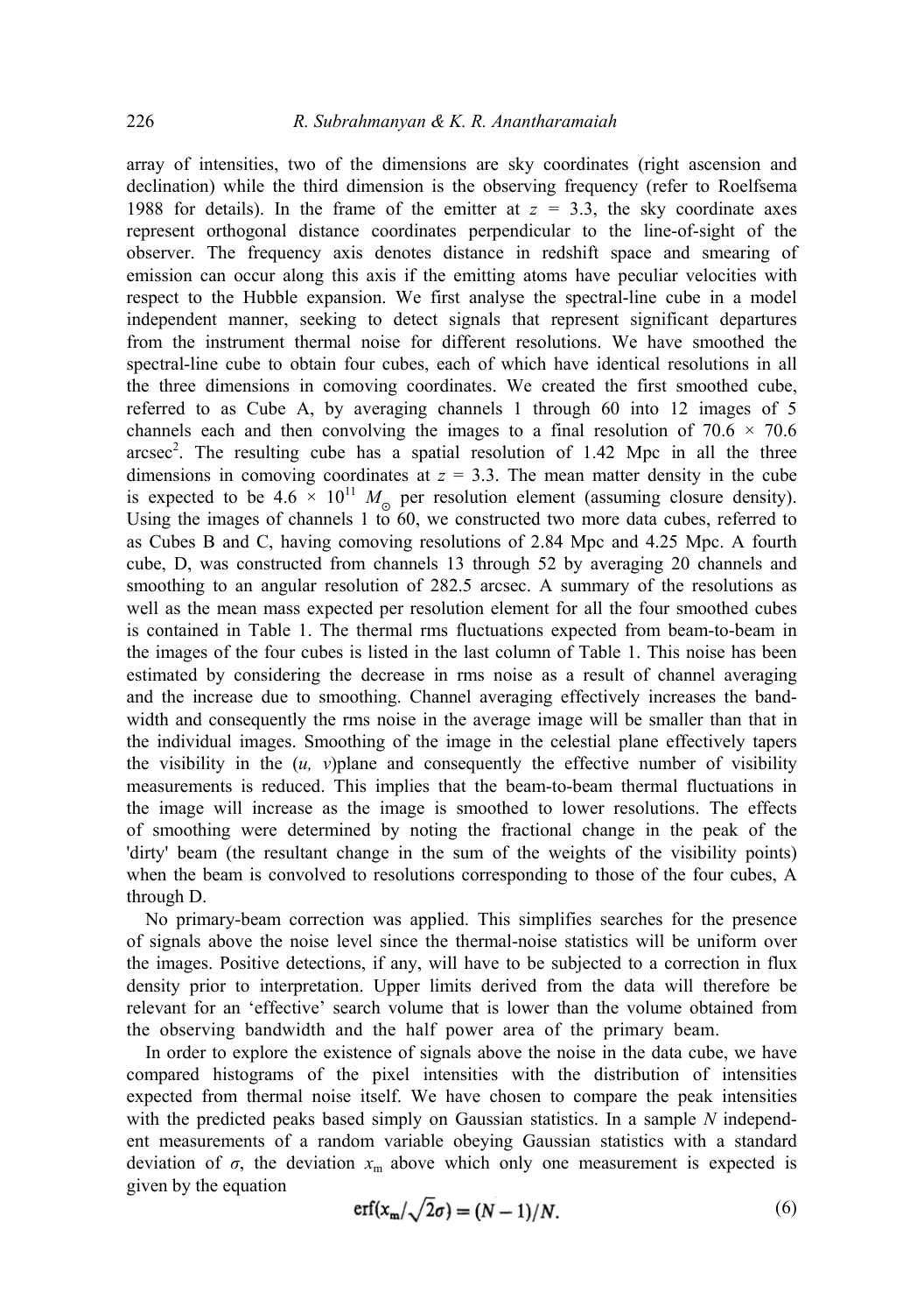array of intensities, two of the dimensions are sky coordinates (right ascension and declination) while the third dimension is the observing frequency (refer to Roelfsema 1988 for details). In the frame of the emitter at $z$ = 3.3, the sky coordinate axes represent orthogonal distance coordinates perpendicular to the line-of-sight of the observer. The frequency axis denotes distance in redshift space and smearing of emission can occur along this axis if the emitting atoms have peculiar velocities with respect to the Hubble expansion. We first analyse the spectral-line cube in a model independent manner, seeking to detect signals that represent significant departures from the instrument thermal noise for different resolutions. We have smoothed the spectral-line cube to obtain four cubes, each of which have identical resolutions in all the three dimensions in comoving coordinates. We created the first smoothed cube, referred to as Cube A, by averaging channels 1 through 60 into 12 images of 5 channels each and then convolving the images to a final resolution of 70.6 × 70.6 arcsec$^2$. The resulting cube has a spatial resolution of 1.42 Mpc in all the three dimensions in comoving coordinates at $z$ = 3.3. The mean matter density in the cube is expected to be $4.6 \times 10^{11}$ $M_\odot$ per resolution element (assuming closure density). Using the images of channels 1 to 60, we constructed two more data cubes, referred to as Cubes B and C, having comoving resolutions of 2.84 Mpc and 4.25 Mpc. A fourth cube, D, was constructed from channels 13 through 52 by averaging 20 channels and smoothing to an angular resolution of 282.5 arcsec. A summary of the resolutions as well as the mean mass expected per resolution element for all the four smoothed cubes is contained in Table 1. The thermal rms fluctuations expected from beam-to-beam in the images of the four cubes is listed in the last column of Table 1. This noise has been estimated by considering the decrease in rms noise as a result of channel averaging and the increase due to smoothing. Channel averaging effectively increases the bandwidth and consequently the rms noise in the average image will be smaller than that in the individual images. Smoothing of the image in the celestial plane effectively tapers the visibility in the ($u$, $v$)plane and consequently the effective number of visibility measurements is reduced. This implies that the beam-to-beam thermal fluctuations in the image will increase as the image is smoothed to lower resolutions. The effects of smoothing were determined by noting the fractional change in the peak of the 'dirty' beam (the resultant change in the sum of the weights of the visibility points) when the beam is convolved to resolutions corresponding to those of the four cubes, A through D.

No primary-beam correction was applied. This simplifies searches for the presence of signals above the noise level since the thermal-noise statistics will be uniform over the images. Positive detections, if any, will have to be subjected to a correction in flux density prior to interpretation. Upper limits derived from the data will therefore be relevant for an 'effective' search volume that is lower than the volume obtained from the observing bandwidth and the half power area of the primary beam.

In order to explore the existence of signals above the noise in the data cube, we have compared histograms of the pixel intensities with the distribution of intensities expected from thermal noise itself. We have chosen to compare the peak intensities with the predicted peaks based simply on Gaussian statistics. In a sample $N$ independent measurements of a random variable obeying Gaussian statistics with a standard deviation of $\sigma$, the deviation $x_m$ above which only one measurement is expected is given by the equation

$$\mathrm{erf}(x_m/\sqrt{2}\sigma) = (N-1)/N. \tag{6}$$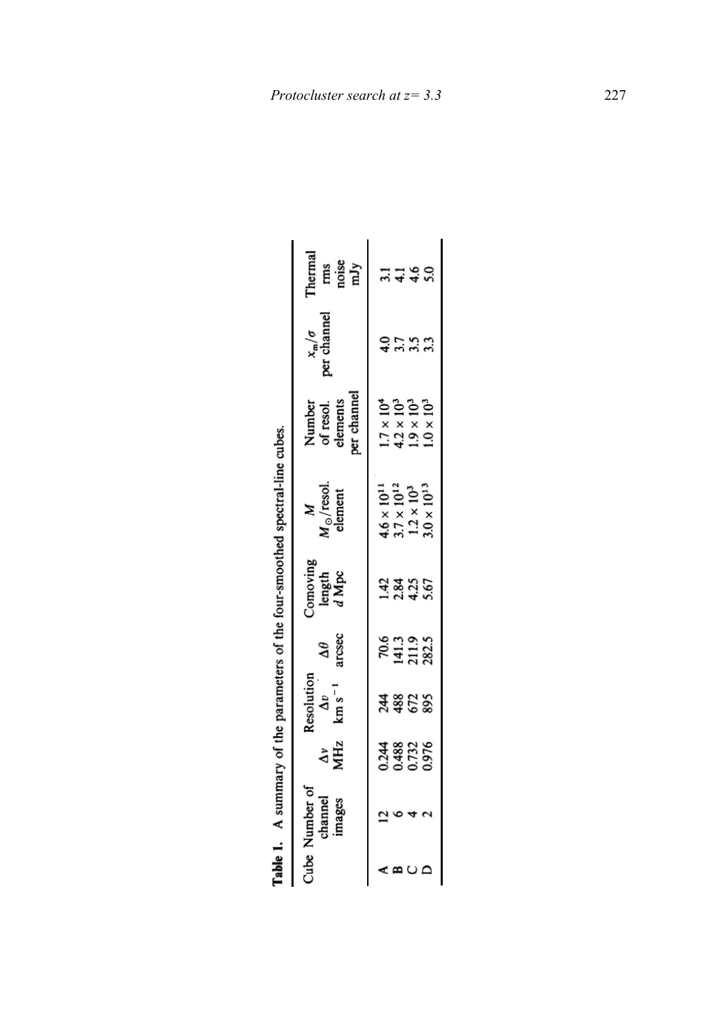**Table 1.** A summary of the parameters of the four-smoothed spectral-line cubes.

| Cube | Number of channel images | Resolution $\Delta\nu$ MHz | $\Delta v$ km s$^{-1}$ | $\Delta\theta$ arcsec | Comoving length $d$ Mpc | $M$ $M_\odot$/resol. element | Number of resol. elements per channel | $x_m/\sigma$ per channel | Thermal rms noise mJy |
|---|---|---|---|---|---|---|---|---|---|
| A | 12 | 0.244 | 244 | 70.6 | 1.42 | $4.6 \times 10^{11}$ | $1.7 \times 10^4$ | 4.0 | 3.1 |
| B | 6 | 0.488 | 488 | 141.3 | 2.84 | $3.7 \times 10^{12}$ | $4.2 \times 10^3$ | 3.7 | 4.1 |
| C | 4 | 0.732 | 672 | 211.9 | 4.25 | $1.2 \times 10^3$ | $1.9 \times 10^3$ | 3.5 | 4.6 |
| D | 2 | 0.976 | 895 | 282.5 | 5.67 | $3.0 \times 10^{13}$ | $1.0 \times 10^3$ | 3.3 | 5.0 |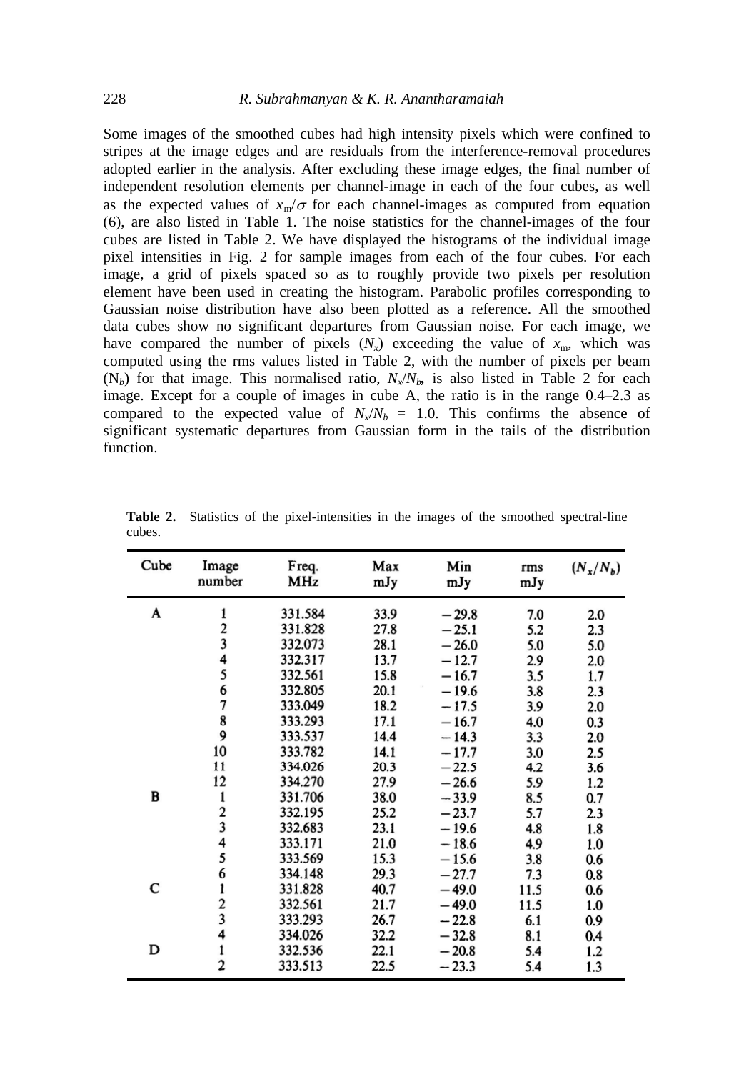Some images of the smoothed cubes had high intensity pixels which were confined to stripes at the image edges and are residuals from the interference-removal procedures adopted earlier in the analysis. After excluding these image edges, the final number of independent resolution elements per channel-image in each of the four cubes, as well as the expected values of $x_m/\sigma$ for each channel-images as computed from equation (6), are also listed in Table 1. The noise statistics for the channel-images of the four cubes are listed in Table 2. We have displayed the histograms of the individual image pixel intensities in Fig. 2 for sample images from each of the four cubes. For each image, a grid of pixels spaced so as to roughly provide two pixels per resolution element have been used in creating the histogram. Parabolic profiles corresponding to Gaussian noise distribution have also been plotted as a reference. All the smoothed data cubes show no significant departures from Gaussian noise. For each image, we have compared the number of pixels ($N_x$) exceeding the value of $x_m$, which was computed using the rms values listed in Table 2, with the number of pixels per beam ($N_b$) for that image. This normalised ratio, $N_x/N_b$, is also listed in Table 2 for each image. Except for a couple of images in cube A, the ratio is in the range 0.4–2.3 as compared to the expected value of $N_x/N_b$ = 1.0. This confirms the absence of significant systematic departures from Gaussian form in the tails of the distribution function.

**Table 2.** Statistics of the pixel-intensities in the images of the smoothed spectral-line cubes.

| Cube | Image number | Freq. MHz | Max mJy | Min mJy | rms mJy | $(N_x/N_b)$ |
|---|---|---|---|---|---|---|
| A | 1 | 331.584 | 33.9 | −29.8 | 7.0 | 2.0 |
| | 2 | 331.828 | 27.8 | −25.1 | 5.2 | 2.3 |
| | 3 | 332.073 | 28.1 | −26.0 | 5.0 | 5.0 |
| | 4 | 332.317 | 13.7 | −12.7 | 2.9 | 2.0 |
| | 5 | 332.561 | 15.8 | −16.7 | 3.5 | 1.7 |
| | 6 | 332.805 | 20.1 | −19.6 | 3.8 | 2.3 |
| | 7 | 333.049 | 18.2 | −17.5 | 3.9 | 2.0 |
| | 8 | 333.293 | 17.1 | −16.7 | 4.0 | 0.3 |
| | 9 | 333.537 | 14.4 | −14.3 | 3.3 | 2.0 |
| | 10 | 333.782 | 14.1 | −17.7 | 3.0 | 2.5 |
| | 11 | 334.026 | 20.3 | −22.5 | 4.2 | 3.6 |
| | 12 | 334.270 | 27.9 | −26.6 | 5.9 | 1.2 |
| B | 1 | 331.706 | 38.0 | −33.9 | 8.5 | 0.7 |
| | 2 | 332.195 | 25.2 | −23.7 | 5.7 | 2.3 |
| | 3 | 332.683 | 23.1 | −19.6 | 4.8 | 1.8 |
| | 4 | 333.171 | 21.0 | −18.6 | 4.9 | 1.0 |
| | 5 | 333.569 | 15.3 | −15.6 | 3.8 | 0.6 |
| | 6 | 334.148 | 29.3 | −27.7 | 7.3 | 0.8 |
| C | 1 | 331.828 | 40.7 | −49.0 | 11.5 | 0.6 |
| | 2 | 332.561 | 21.7 | −49.0 | 11.5 | 1.0 |
| | 3 | 333.293 | 26.7 | −22.8 | 6.1 | 0.9 |
| | 4 | 334.026 | 32.2 | −32.8 | 8.1 | 0.4 |
| D | 1 | 332.536 | 22.1 | −20.8 | 5.4 | 1.2 |
| | 2 | 333.513 | 22.5 | −23.3 | 5.4 | 1.3 |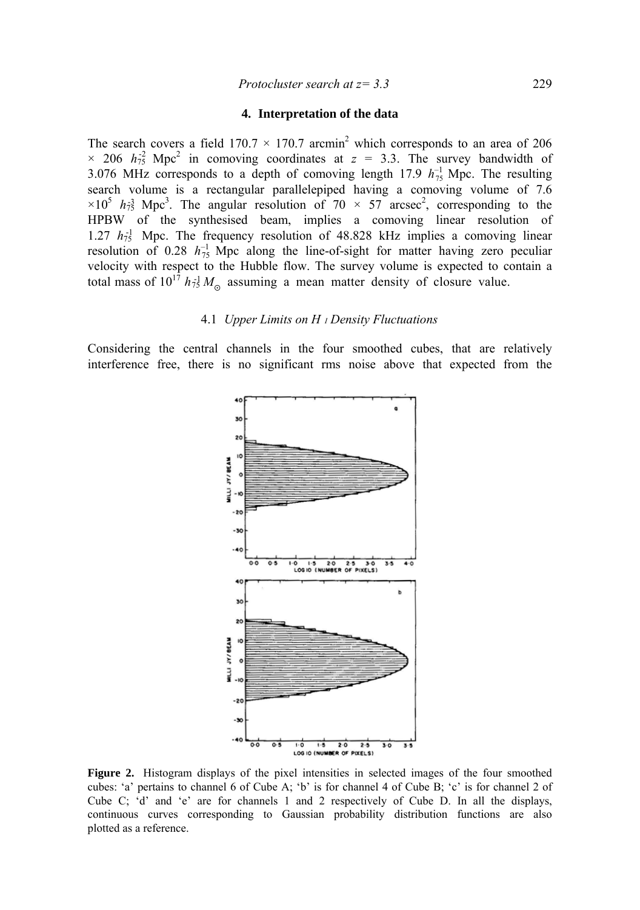## 4. Interpretation of the data

The search covers a field 170.7 × 170.7 arcmin$^2$ which corresponds to an area of 206 × 206 $h_{75}^{-2}$ Mpc$^2$ in comoving coordinates at $z$ = 3.3. The survey bandwidth of 3.076 MHz corresponds to a depth of comoving length 17.9 $h_{75}^{-1}$ Mpc. The resulting search volume is a rectangular parallelepiped having a comoving volume of 7.6 ×10$^5$ $h_{75}^{-3}$ Mpc$^3$. The angular resolution of 70 × 57 arcsec$^2$, corresponding to the HPBW of the synthesised beam, implies a comoving linear resolution of 1.27 $h_{75}^{-1}$ Mpc. The frequency resolution of 48.828 kHz implies a comoving linear resolution of 0.28 $h_{75}^{-1}$ Mpc along the line-of-sight for matter having zero peculiar velocity with respect to the Hubble flow. The survey volume is expected to contain a total mass of 10$^{17}$ $h_{75}^{-1} M_{\odot}$ assuming a mean matter density of closure value.

### 4.1 *Upper Limits on H I Density Fluctuations*

Considering the central channels in the four smoothed cubes, that are relatively interference free, there is no significant rms noise above that expected from the

**Figure 2.** Histogram displays of the pixel intensities in selected images of the four smoothed cubes: 'a' pertains to channel 6 of Cube A; 'b' is for channel 4 of Cube B; 'c' is for channel 2 of Cube C; 'd' and 'e' are for channels 1 and 2 respectively of Cube D. In all the displays, continuous curves corresponding to Gaussian probability distribution functions are also plotted as a reference.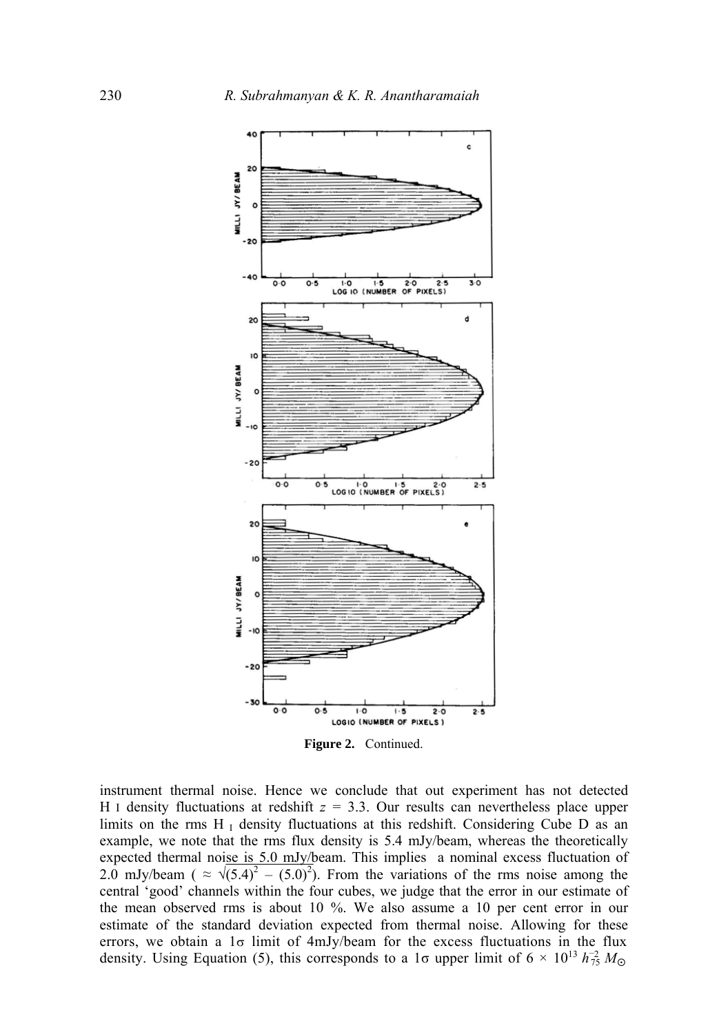**Figure 2.** Continued.

instrument thermal noise. Hence we conclude that out experiment has not detected H I density fluctuations at redshift $z$ = 3.3. Our results can nevertheless place upper limits on the rms H I density fluctuations at this redshift. Considering Cube D as an example, we note that the rms flux density is 5.4 mJy/beam, whereas the theoretically expected thermal noise is 5.0 mJy/beam. This implies a nominal excess fluctuation of 2.0 mJy/beam ( $\approx \sqrt{(5.4)^2 - (5.0)^2}$). From the variations of the rms noise among the central 'good' channels within the four cubes, we judge that the error in our estimate of the mean observed rms is about 10 %. We also assume a 10 per cent error in our estimate of the standard deviation expected from thermal noise. Allowing for these errors, we obtain a 1σ limit of 4mJy/beam for the excess fluctuations in the flux density. Using Equation (5), this corresponds to a 1σ upper limit of $6 \times 10^{13}\, h_{75}^{-2}\, M_{\odot}$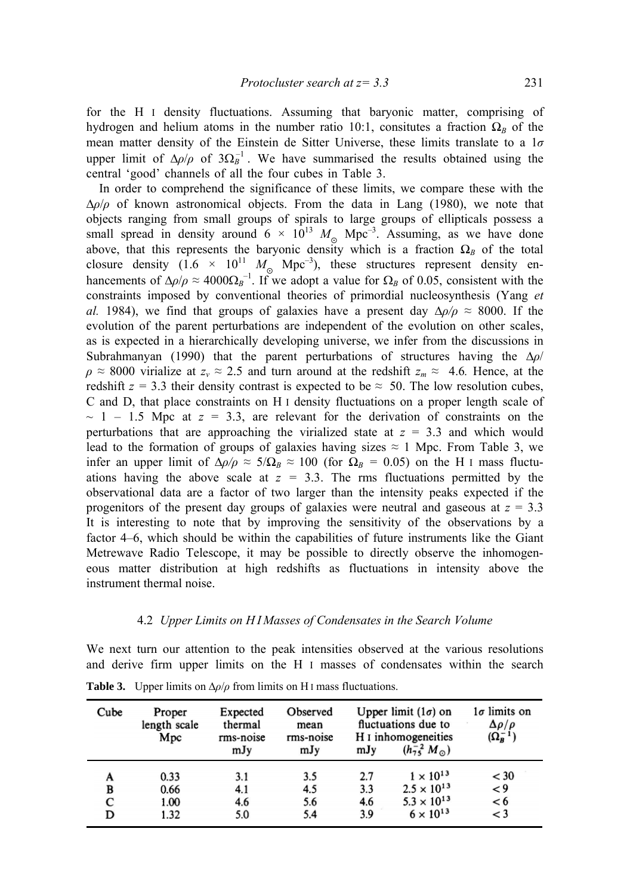for the H I density fluctuations. Assuming that baryonic matter, comprising of hydrogen and helium atoms in the number ratio 10:1, consitutes a fraction $\Omega_B$ of the mean matter density of the Einstein de Sitter Universe, these limits translate to a $1\sigma$ upper limit of $\Delta\rho/\rho$ of $3\Omega_B^{-1}$. We have summarised the results obtained using the central 'good' channels of all the four cubes in Table 3.

In order to comprehend the significance of these limits, we compare these with the $\Delta\rho/\rho$ of known astronomical objects. From the data in Lang (1980), we note that objects ranging from small groups of spirals to large groups of ellipticals possess a small spread in density around $6 \times 10^{13}$ $M_\odot$ $\text{Mpc}^{-3}$. Assuming, as we have done above, that this represents the baryonic density which is a fraction $\Omega_B$ of the total closure density ($1.6 \times 10^{11}$ $M_\odot$ $\text{Mpc}^{-3}$), these structures represent density enhancements of $\Delta\rho/\rho \approx 4000\Omega_B^{-1}$. If we adopt a value for $\Omega_B$ of 0.05, consistent with the constraints imposed by conventional theories of primordial nucleosynthesis (Yang *et al.* 1984), we find that groups of galaxies have a present day $\Delta\rho/\rho \approx 8000$. If the evolution of the parent perturbations are independent of the evolution on other scales, as is expected in a hierarchically developing universe, we infer from the discussions in Subrahmanyan (1990) that the parent perturbations of structures having the $\Delta\rho/\rho \approx 8000$ virialize at $z_v \approx 2.5$ and turn around at the redshift $z_m \approx 4.6$. Hence, at the redshift $z = 3.3$ their density contrast is expected to be $\approx 50$. The low resolution cubes, C and D, that place constraints on H I density fluctuations on a proper length scale of $\sim 1$ – 1.5 Mpc at $z = 3.3$, are relevant for the derivation of constraints on the perturbations that are approaching the virialized state at $z = 3.3$ and which would lead to the formation of groups of galaxies having sizes $\approx 1$ Mpc. From Table 3, we infer an upper limit of $\Delta\rho/\rho \approx 5/\Omega_B \approx 100$ (for $\Omega_B = 0.05$) on the H I mass fluctuations having the above scale at $z = 3.3$. The rms fluctuations permitted by the observational data are a factor of two larger than the intensity peaks expected if the progenitors of the present day groups of galaxies were neutral and gaseous at $z = 3.3$ It is interesting to note that by improving the sensitivity of the observations by a factor 4–6, which should be within the capabilities of future instruments like the Giant Metrewave Radio Telescope, it may be possible to directly observe the inhomogeneous matter distribution at high redshifts as fluctuations in intensity above the instrument thermal noise.

### 4.2 *Upper Limits on H I Masses of Condensates in the Search Volume*

We next turn our attention to the peak intensities observed at the various resolutions and derive firm upper limits on the H I masses of condensates within the search

**Table 3.** Upper limits on $\Delta\rho/\rho$ from limits on H I mass fluctuations.

| Cube | Proper length scale Mpc | Expected thermal rms-noise mJy | Observed mean rms-noise mJy | Upper limit ($1\sigma$) on fluctuations due to H I inhomogeneities mJy | ($h_{75}^{-2}$ $M_\odot$) | $1\sigma$ limits on $\Delta\rho/\rho$ ($\Omega_B^{-1}$) |
|---|---|---|---|---|---|---|
| A | 0.33 | 3.1 | 3.5 | 2.7 | $1 \times 10^{13}$ | < 30 |
| B | 0.66 | 4.1 | 4.5 | 3.3 | $2.5 \times 10^{13}$ | < 9 |
| C | 1.00 | 4.6 | 5.6 | 4.6 | $5.3 \times 10^{13}$ | < 6 |
| D | 1.32 | 5.0 | 5.4 | 3.9 | $6 \times 10^{13}$ | < 3 |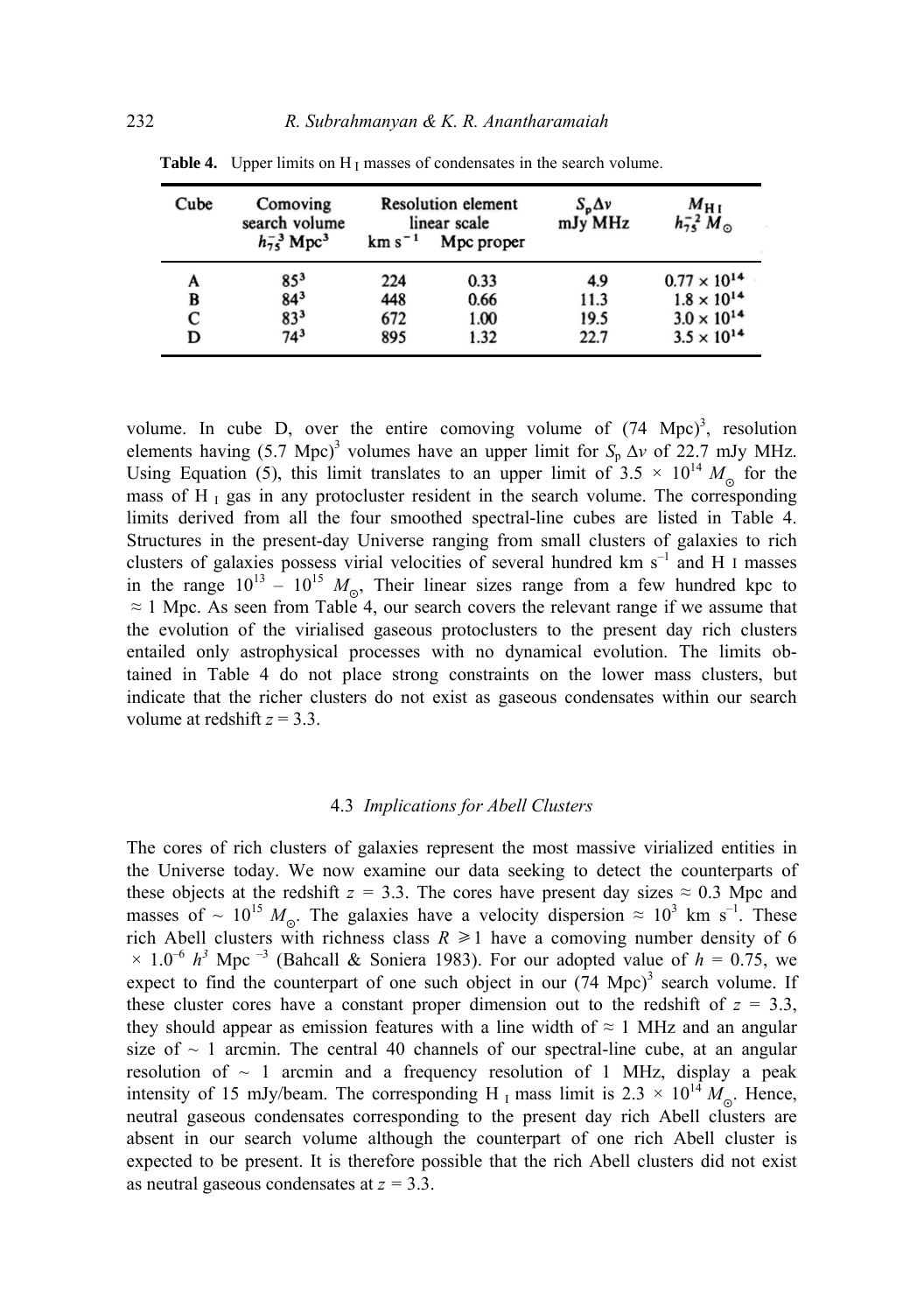**Table 4.** Upper limits on H I masses of condensates in the search volume.

| Cube | Comoving search volume $h_{75}^{-3}$ Mpc$^3$ | Resolution element linear scale km s$^{-1}$ | Mpc proper | $S_p \Delta\nu$ mJy MHz | $M_{HI}$ $h_{75}^{-2} M_\odot$ |
|---|---|---|---|---|---|
| A | $85^3$ | 224 | 0.33 | 4.9 | $0.77 \times 10^{14}$ |
| B | $84^3$ | 448 | 0.66 | 11.3 | $1.8 \times 10^{14}$ |
| C | $83^3$ | 672 | 1.00 | 19.5 | $3.0 \times 10^{14}$ |
| D | $74^3$ | 895 | 1.32 | 22.7 | $3.5 \times 10^{14}$ |

volume. In cube D, over the entire comoving volume of (74 Mpc)$^3$, resolution elements having (5.7 Mpc)$^3$ volumes have an upper limit for $S_p \Delta\nu$ of 22.7 mJy MHz. Using Equation (5), this limit translates to an upper limit of $3.5 \times 10^{14} M_\odot$ for the mass of H I gas in any protocluster resident in the search volume. The corresponding limits derived from all the four smoothed spectral-line cubes are listed in Table 4. Structures in the present-day Universe ranging from small clusters of galaxies to rich clusters of galaxies possess virial velocities of several hundred km s$^{-1}$ and H I masses in the range $10^{13}$ – $10^{15}$ $M_\odot$, Their linear sizes range from a few hundred kpc to $\approx 1$ Mpc. As seen from Table 4, our search covers the relevant range if we assume that the evolution of the virialised gaseous protoclusters to the present day rich clusters entailed only astrophysical processes with no dynamical evolution. The limits obtained in Table 4 do not place strong constraints on the lower mass clusters, but indicate that the richer clusters do not exist as gaseous condensates within our search volume at redshift $z = 3.3$.

### 4.3 *Implications for Abell Clusters*

The cores of rich clusters of galaxies represent the most massive virialized entities in the Universe today. We now examine our data seeking to detect the counterparts of these objects at the redshift $z = 3.3$. The cores have present day sizes $\approx 0.3$ Mpc and masses of $\sim 10^{15} M_\odot$. The galaxies have a velocity dispersion $\approx 10^3$ km s$^{-1}$. These rich Abell clusters with richness class $R \geqslant 1$ have a comoving number density of $6 \times 1.0^{-6}$ $h^3$ Mpc $^{-3}$ (Bahcall & Soniera 1983). For our adopted value of $h = 0.75$, we expect to find the counterpart of one such object in our (74 Mpc)$^3$ search volume. If these cluster cores have a constant proper dimension out to the redshift of $z = 3.3$, they should appear as emission features with a line width of $\approx 1$ MHz and an angular size of $\sim 1$ arcmin. The central 40 channels of our spectral-line cube, at an angular resolution of $\sim 1$ arcmin and a frequency resolution of 1 MHz, display a peak intensity of 15 mJy/beam. The corresponding H I mass limit is $2.3 \times 10^{14} M_\odot$. Hence, neutral gaseous condensates corresponding to the present day rich Abell clusters are absent in our search volume although the counterpart of one rich Abell cluster is expected to be present. It is therefore possible that the rich Abell clusters did not exist as neutral gaseous condensates at $z = 3.3$.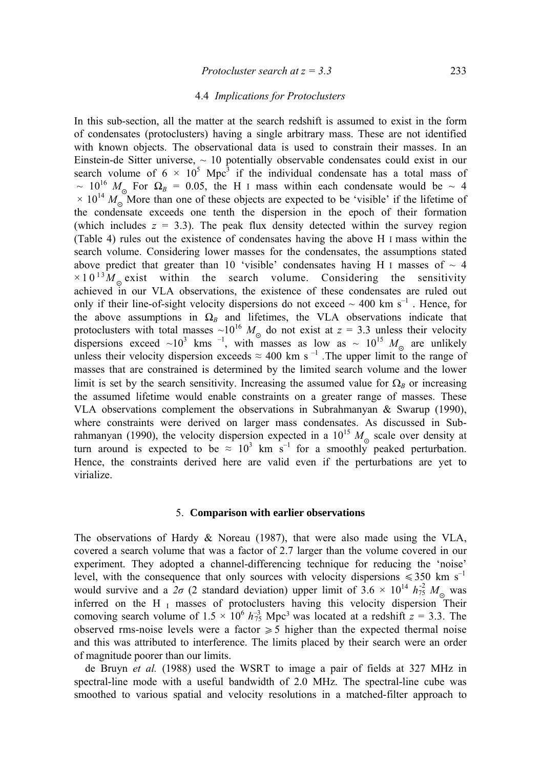### 4.4 *Implications for Protoclusters*

In this sub-section, all the matter at the search redshift is assumed to exist in the form of condensates (protoclusters) having a single arbitrary mass. These are not identified with known objects. The observational data is used to constrain their masses. In an Einstein-de Sitter universe, ~ 10 potentially observable condensates could exist in our search volume of $6 \times 10^5$ Mpc$^3$ if the individual condensate has a total mass of ~ $10^{16}$ $M_\odot$ For $\Omega_B$ = 0.05, the H I mass within each condensate would be ~ $4 \times 10^{14}$ $M_\odot$ More than one of these objects are expected to be 'visible' if the lifetime of the condensate exceeds one tenth the dispersion in the epoch of their formation (which includes $z$ = 3.3). The peak flux density detected within the survey region (Table 4) rules out the existence of condensates having the above H I mass within the search volume. Considering lower masses for the condensates, the assumptions stated above predict that greater than 10 'visible' condensates having H I masses of ~ $4 \times 10^{13} M_\odot$ exist within the search volume. Considering the sensitivity achieved in our VLA observations, the existence of these condensates are ruled out only if their line-of-sight velocity dispersions do not exceed ~ 400 km s$^{-1}$ . Hence, for the above assumptions in $\Omega_B$ and lifetimes, the VLA observations indicate that protoclusters with total masses ~$10^{16}$ $M_\odot$ do not exist at $z$ = 3.3 unless their velocity dispersions exceed ~$10^3$ kms $^{-1}$, with masses as low as ~ $10^{15}$ $M_\odot$ are unlikely unless their velocity dispersion exceeds ≈ 400 km s$^{-1}$ .The upper limit to the range of masses that are constrained is determined by the limited search volume and the lower limit is set by the search sensitivity. Increasing the assumed value for $\Omega_B$ or increasing the assumed lifetime would enable constraints on a greater range of masses. These VLA observations complement the observations in Subrahmanyan & Swarup (1990), where constraints were derived on larger mass condensates. As discussed in Subrahmanyan (1990), the velocity dispersion expected in a $10^{15}$ $M_\odot$ scale over density at turn around is expected to be ≈ $10^3$ km s$^{-1}$ for a smoothly peaked perturbation. Hence, the constraints derived here are valid even if the perturbations are yet to virialize.

## 5. **Comparison with earlier observations**

The observations of Hardy & Noreau (1987), that were also made using the VLA, covered a search volume that was a factor of 2.7 larger than the volume covered in our experiment. They adopted a channel-differencing technique for reducing the 'noise' level, with the consequence that only sources with velocity dispersions ⩽ 350 km s$^{-1}$ would survive and a $2\sigma$ (2 standard deviation) upper limit of $3.6 \times 10^{14}$ $h_{75}^{-2}$ $M_\odot$ was inferred on the H I masses of protoclusters having this velocity dispersion Their comoving search volume of $1.5 \times 10^6$ $h_{75}^{-3}$ Mpc$^3$ was located at a redshift $z$ = 3.3. The observed rms-noise levels were a factor ⩾ 5 higher than the expected thermal noise and this was attributed to interference. The limits placed by their search were an order of magnitude poorer than our limits.

de Bruyn *et al.* (1988) used the WSRT to image a pair of fields at 327 MHz in spectral-line mode with a useful bandwidth of 2.0 MHz. The spectral-line cube was smoothed to various spatial and velocity resolutions in a matched-filter approach to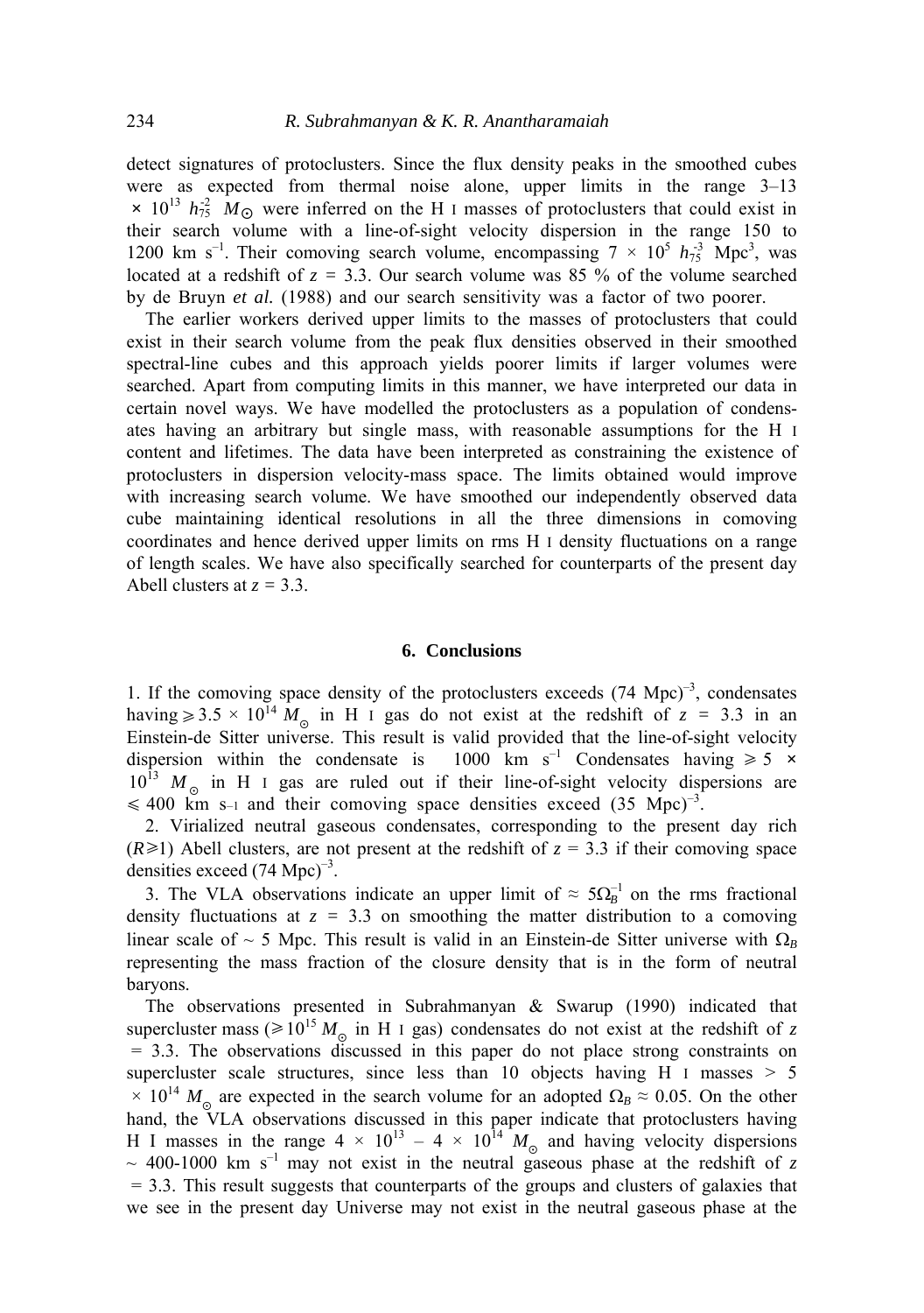detect signatures of protoclusters. Since the flux density peaks in the smoothed cubes were as expected from thermal noise alone, upper limits in the range 3–13 $\times\ 10^{13}\ h_{75}^{-2}\ M_{\odot}$ were inferred on the H I masses of protoclusters that could exist in their search volume with a line-of-sight velocity dispersion in the range 150 to 1200 km $s^{-1}$. Their comoving search volume, encompassing $7 \times 10^{5}\ h_{75}^{-3}$ Mpc$^{3}$, was located at a redshift of $z$ = 3.3. Our search volume was 85 % of the volume searched by de Bruyn *et al.* (1988) and our search sensitivity was a factor of two poorer.

The earlier workers derived upper limits to the masses of protoclusters that could exist in their search volume from the peak flux densities observed in their smoothed spectral-line cubes and this approach yields poorer limits if larger volumes were searched. Apart from computing limits in this manner, we have interpreted our data in certain novel ways. We have modelled the protoclusters as a population of condensates having an arbitrary but single mass, with reasonable assumptions for the H I content and lifetimes. The data have been interpreted as constraining the existence of protoclusters in dispersion velocity-mass space. The limits obtained would improve with increasing search volume. We have smoothed our independently observed data cube maintaining identical resolutions in all the three dimensions in comoving coordinates and hence derived upper limits on rms H I density fluctuations on a range of length scales. We have also specifically searched for counterparts of the present day Abell clusters at $z$ = 3.3.

## 6. Conclusions

1. If the comoving space density of the protoclusters exceeds (74 Mpc)$^{-3}$, condensates having $\geqslant 3.5 \times 10^{14}\ M_{\odot}$ in H I gas do not exist at the redshift of $z$ = 3.3 in an Einstein-de Sitter universe. This result is valid provided that the line-of-sight velocity dispersion within the condensate is 1000 km $s^{-1}$ Condensates having $\geqslant 5 \times 10^{13}\ M_{\odot}$ in H I gas are ruled out if their line-of-sight velocity dispersions are $\leqslant 400$ km $s^{-1}$ and their comoving space densities exceed (35 Mpc)$^{-3}$.

2. Virialized neutral gaseous condensates, corresponding to the present day rich ($R \geqslant 1$) Abell clusters, are not present at the redshift of $z$ = 3.3 if their comoving space densities exceed (74 Mpc)$^{-3}$.

3. The VLA observations indicate an upper limit of $\approx 5\Omega_B^{-1}$ on the rms fractional density fluctuations at $z$ = 3.3 on smoothing the matter distribution to a comoving linear scale of ~ 5 Mpc. This result is valid in an Einstein-de Sitter universe with $\Omega_B$ representing the mass fraction of the closure density that is in the form of neutral baryons.

The observations presented in Subrahmanyan & Swarup (1990) indicated that supercluster mass ($\geqslant 10^{15}\ M_{\odot}$ in H I gas) condensates do not exist at the redshift of $z$ = 3.3. The observations discussed in this paper do not place strong constraints on supercluster scale structures, since less than 10 objects having H I masses > $5 \times 10^{14}\ M_{\odot}$ are expected in the search volume for an adopted $\Omega_B \approx 0.05$. On the other hand, the VLA observations discussed in this paper indicate that protoclusters having H I masses in the range $4 \times 10^{13} - 4 \times 10^{14}\ M_{\odot}$ and having velocity dispersions ~ 400-1000 km $s^{-1}$ may not exist in the neutral gaseous phase at the redshift of $z$ = 3.3. This result suggests that counterparts of the groups and clusters of galaxies that we see in the present day Universe may not exist in the neutral gaseous phase at the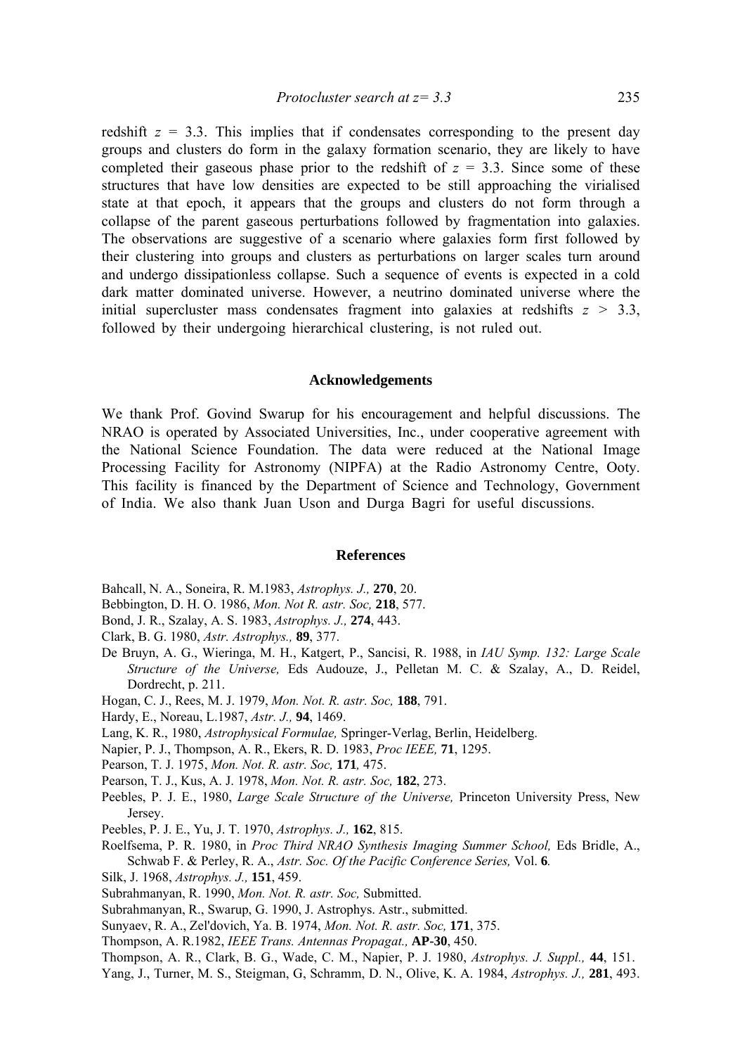redshift $z$ = 3.3. This implies that if condensates corresponding to the present day groups and clusters do form in the galaxy formation scenario, they are likely to have completed their gaseous phase prior to the redshift of $z$ = 3.3. Since some of these structures that have low densities are expected to be still approaching the virialised state at that epoch, it appears that the groups and clusters do not form through a collapse of the parent gaseous perturbations followed by fragmentation into galaxies. The observations are suggestive of a scenario where galaxies form first followed by their clustering into groups and clusters as perturbations on larger scales turn around and undergo dissipationless collapse. Such a sequence of events is expected in a cold dark matter dominated universe. However, a neutrino dominated universe where the initial supercluster mass condensates fragment into galaxies at redshifts $z$ > 3.3, followed by their undergoing hierarchical clustering, is not ruled out.

## Acknowledgements

We thank Prof. Govind Swarup for his encouragement and helpful discussions. The NRAO is operated by Associated Universities, Inc., under cooperative agreement with the National Science Foundation. The data were reduced at the National Image Processing Facility for Astronomy (NIPFA) at the Radio Astronomy Centre, Ooty. This facility is financed by the Department of Science and Technology, Government of India. We also thank Juan Uson and Durga Bagri for useful discussions.

## References

Bahcall, N. A., Soneira, R. M.1983, *Astrophys. J.,* **270**, 20.

Bebbington, D. H. O. 1986, *Mon. Not R. astr. Soc,* **218**, 577.

Bond, J. R., Szalay, A. S. 1983, *Astrophys. J.,* **274**, 443.

Clark, B. G. 1980, *Astr. Astrophys.,* **89**, 377.

De Bruyn, A. G., Wieringa, M. H., Katgert, P., Sancisi, R. 1988, in *IAU Symp. 132: Large Scale Structure of the Universe,* Eds Audouze, J., Pelletan M. C. & Szalay, A., D. Reidel, Dordrecht, p. 211.

Hogan, C. J., Rees, M. J. 1979, *Mon. Not. R. astr. Soc,* **188**, 791.

Hardy, E., Noreau, L.1987, *Astr. J.,* **94**, 1469.

Lang, K. R., 1980, *Astrophysical Formulae,* Springer-Verlag, Berlin, Heidelberg.

Napier, P. J., Thompson, A. R., Ekers, R. D. 1983, *Proc IEEE,* **71**, 1295.

Pearson, T. J. 1975, *Mon. Not. R. astr. Soc,* **171***,* 475.

Pearson, T. J., Kus, A. J. 1978, *Mon. Not. R. astr. Soc,* **182**, 273.

Peebles, P. J. E., 1980, *Large Scale Structure of the Universe,* Princeton University Press, New Jersey.

Peebles, P. J. E., Yu, J. T. 1970, *Astrophys. J.,* **162**, 815.

Roelfsema, P. R. 1980, in *Proc Third NRAO Synthesis Imaging Summer School,* Eds Bridle, A., Schwab F. & Perley, R. A., *Astr. Soc. Of the Pacific Conference Series,* Vol. **6***.*

Silk, J. 1968, *Astrophys. J.,* **151**, 459.

Subrahmanyan, R. 1990, *Mon. Not. R. astr. Soc,* Submitted.

Subrahmanyan, R., Swarup, G. 1990, J. Astrophys. Astr., submitted.

Sunyaev, R. A., Zel'dovich, Ya. B. 1974, *Mon. Not. R. astr. Soc,* **171**, 375.

Thompson, A. R.1982, *IEEE Trans. Antennas Propagat.,* **AP-30**, 450.

Thompson, A. R., Clark, B. G., Wade, C. M., Napier, P. J. 1980, *Astrophys. J. Suppl.,* **44**, 151.

Yang, J., Turner, M. S., Steigman, G, Schramm, D. N., Olive, K. A. 1984, *Astrophys. J.,* **281**, 493.